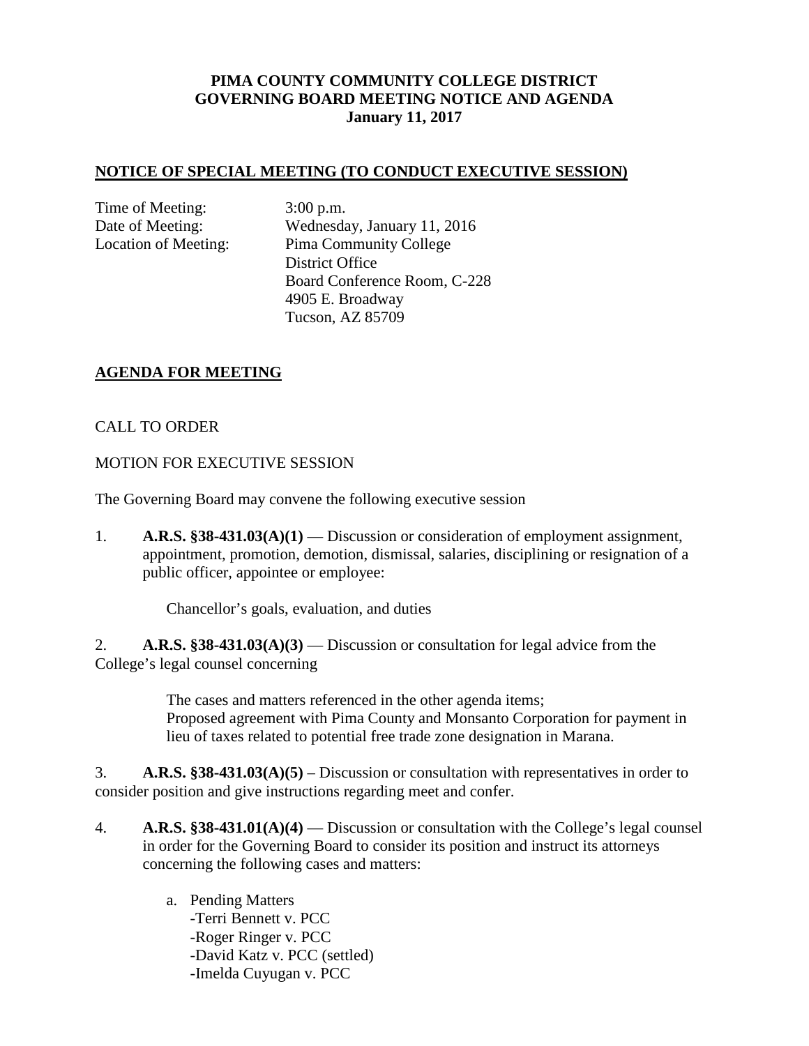**PIMA COUNTY COMMUNITY COLLEGE DISTRICT**
**GOVERNING BOARD MEETING NOTICE AND AGENDA**
**January 11, 2017**

## NOTICE OF SPECIAL MEETING (TO CONDUCT EXECUTIVE SESSION)

Time of Meeting: 3:00 p.m.
Date of Meeting: Wednesday, January 11, 2016
Location of Meeting: Pima Community College
District Office
Board Conference Room, C-228
4905 E. Broadway
Tucson, AZ 85709

## AGENDA FOR MEETING

CALL TO ORDER

MOTION FOR EXECUTIVE SESSION

The Governing Board may convene the following executive session

1. **A.R.S. §38-431.03(A)(1)** — Discussion or consideration of employment assignment, appointment, promotion, demotion, dismissal, salaries, disciplining or resignation of a public officer, appointee or employee:

   Chancellor's goals, evaluation, and duties

2. **A.R.S. §38-431.03(A)(3)** — Discussion or consultation for legal advice from the College's legal counsel concerning

   The cases and matters referenced in the other agenda items;
   Proposed agreement with Pima County and Monsanto Corporation for payment in lieu of taxes related to potential free trade zone designation in Marana.

3. **A.R.S. §38-431.03(A)(5)** – Discussion or consultation with representatives in order to consider position and give instructions regarding meet and confer.

4. **A.R.S. §38-431.01(A)(4)** — Discussion or consultation with the College's legal counsel in order for the Governing Board to consider its position and instruct its attorneys concerning the following cases and matters:

   a. Pending Matters
      -Terri Bennett v. PCC
      -Roger Ringer v. PCC
      -David Katz v. PCC (settled)
      -Imelda Cuyugan v. PCC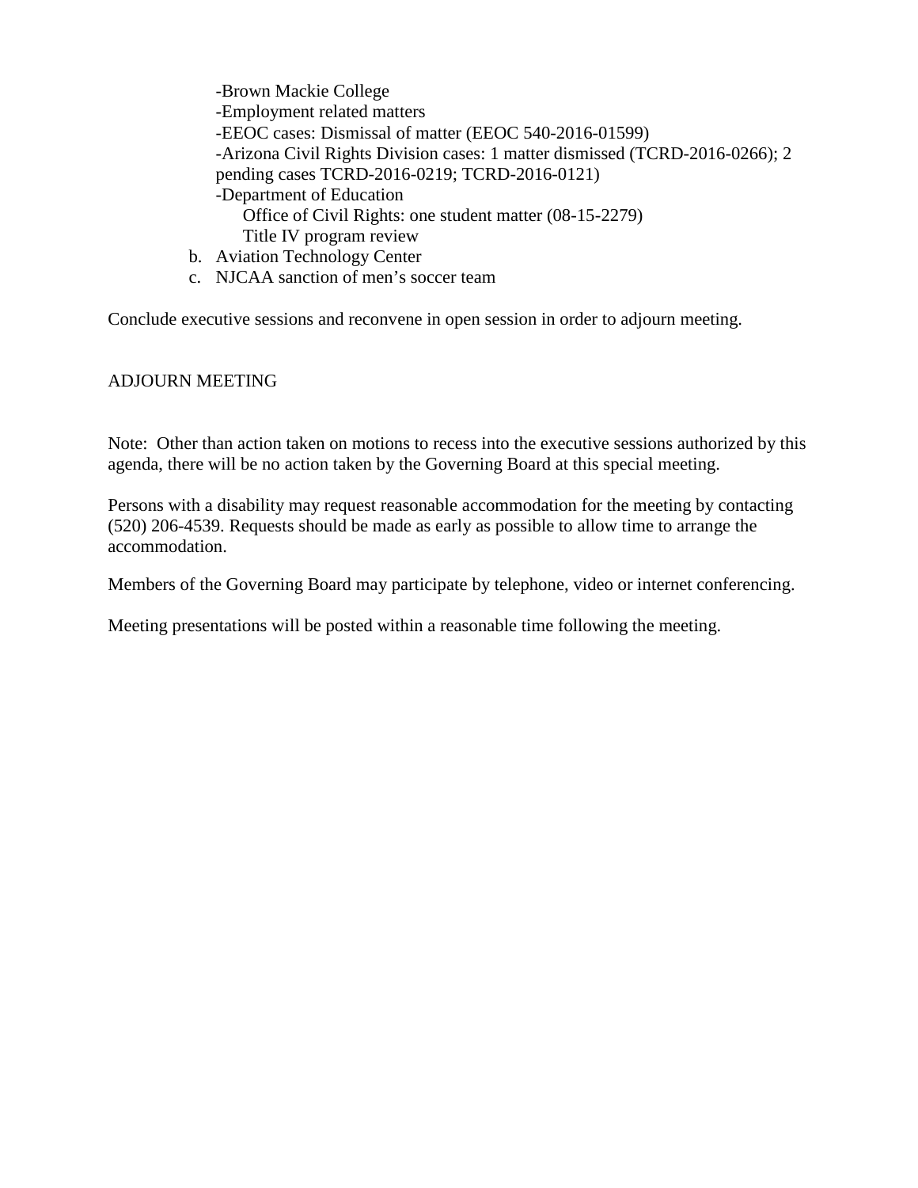-Brown Mackie College
-Employment related matters
-EEOC cases: Dismissal of matter (EEOC 540-2016-01599)
-Arizona Civil Rights Division cases: 1 matter dismissed (TCRD-2016-0266); 2 pending cases TCRD-2016-0219; TCRD-2016-0121)
-Department of Education
  Office of Civil Rights: one student matter (08-15-2279)
  Title IV program review

b. Aviation Technology Center
c. NJCAA sanction of men's soccer team

Conclude executive sessions and reconvene in open session in order to adjourn meeting.

ADJOURN MEETING

Note: Other than action taken on motions to recess into the executive sessions authorized by this agenda, there will be no action taken by the Governing Board at this special meeting.

Persons with a disability may request reasonable accommodation for the meeting by contacting (520) 206-4539. Requests should be made as early as possible to allow time to arrange the accommodation.

Members of the Governing Board may participate by telephone, video or internet conferencing.

Meeting presentations will be posted within a reasonable time following the meeting.